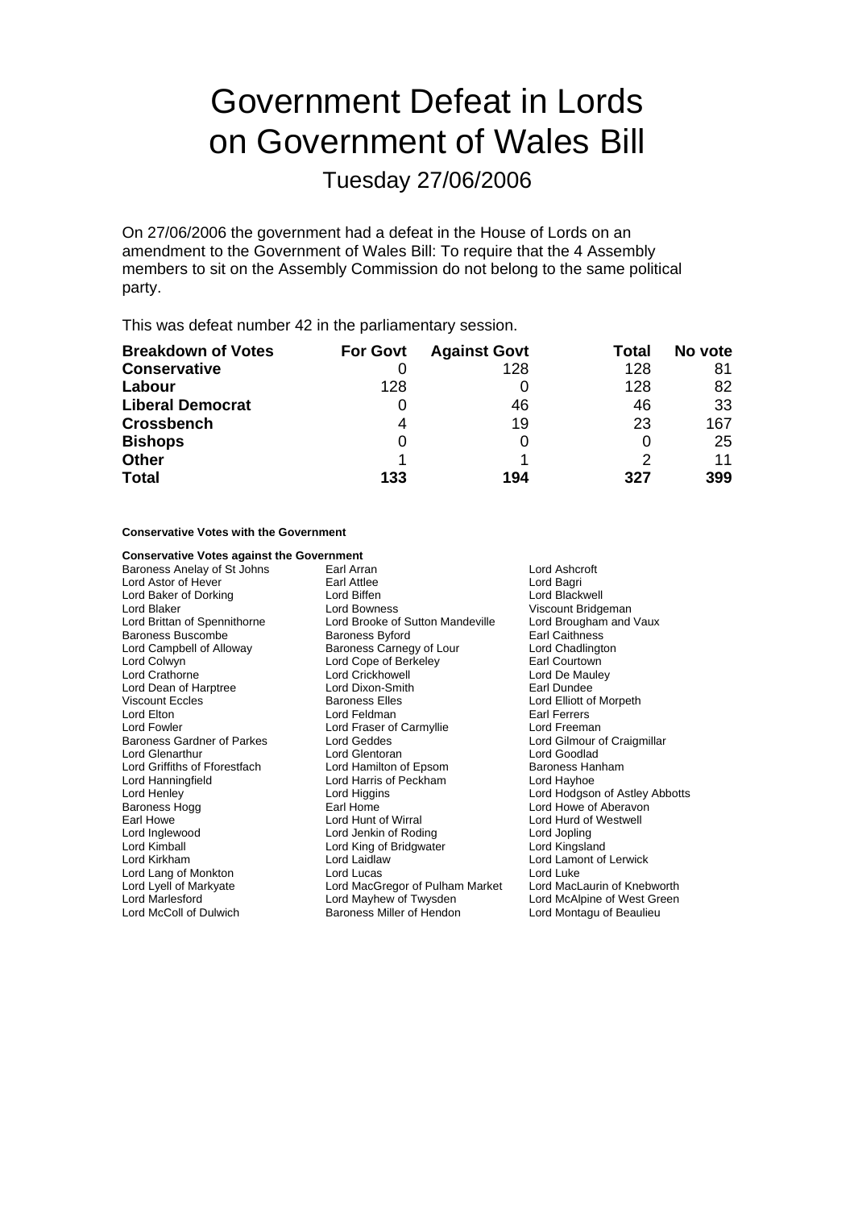# Government Defeat in Lords on Government of Wales Bill

## Tuesday 27/06/2006

On 27/06/2006 the government had a defeat in the House of Lords on an amendment to the Government of Wales Bill: To require that the 4 Assembly members to sit on the Assembly Commission do not belong to the same political party.

This was defeat number 42 in the parliamentary session.

| **Breakdown of Votes** | **For Govt** | **Against Govt** | **Total** | **No vote** |
|---|---|---|---|---|
| **Conservative** | 0 | 128 | 128 | 81 |
| **Labour** | 128 | 0 | 128 | 82 |
| **Liberal Democrat** | 0 | 46 | 46 | 33 |
| **Crossbench** | 4 | 19 | 23 | 167 |
| **Bishops** | 0 | 0 | 0 | 25 |
| **Other** | 1 | 1 | 2 | 11 |
| **Total** | **133** | **194** | **327** | **399** |

**Conservative Votes with the Government**

**Conservative Votes against the Government**

Baroness Anelay of St Johns
Earl Arran
Lord Ashcroft
Lord Astor of Hever
Earl Attlee
Lord Bagri
Lord Baker of Dorking
Lord Biffen
Lord Blackwell
Lord Blaker
Lord Bowness
Viscount Bridgeman
Lord Brittan of Spennithorne
Lord Brooke of Sutton Mandeville
Lord Brougham and Vaux
Baroness Buscombe
Baroness Byford
Earl Caithness
Lord Campbell of Alloway
Baroness Carnegy of Lour
Lord Chadlington
Lord Colwyn
Lord Cope of Berkeley
Earl Courtown
Lord Crathorne
Lord Crickhowell
Lord De Mauley
Lord Dean of Harptree
Lord Dixon-Smith
Earl Dundee
Viscount Eccles
Baroness Elles
Lord Elliott of Morpeth
Lord Elton
Lord Feldman
Earl Ferrers
Lord Fowler
Lord Fraser of Carmyllie
Lord Freeman
Baroness Gardner of Parkes
Lord Geddes
Lord Gilmour of Craigmillar
Lord Glenarthur
Lord Glentoran
Lord Goodlad
Lord Griffiths of Fforestfach
Lord Hamilton of Epsom
Baroness Hanham
Lord Hanningfield
Lord Harris of Peckham
Lord Hayhoe
Lord Henley
Lord Higgins
Lord Hodgson of Astley Abbotts
Baroness Hogg
Earl Home
Lord Howe of Aberavon
Earl Howe
Lord Hunt of Wirral
Lord Hurd of Westwell
Lord Inglewood
Lord Jenkin of Roding
Lord Jopling
Lord Kimball
Lord King of Bridgwater
Lord Kingsland
Lord Kirkham
Lord Laidlaw
Lord Lamont of Lerwick
Lord Lang of Monkton
Lord Lucas
Lord Luke
Lord Lyell of Markyate
Lord MacGregor of Pulham Market
Lord MacLaurin of Knebworth
Lord Marlesford
Lord Mayhew of Twysden
Lord McAlpine of West Green
Lord McColl of Dulwich
Baroness Miller of Hendon
Lord Montagu of Beaulieu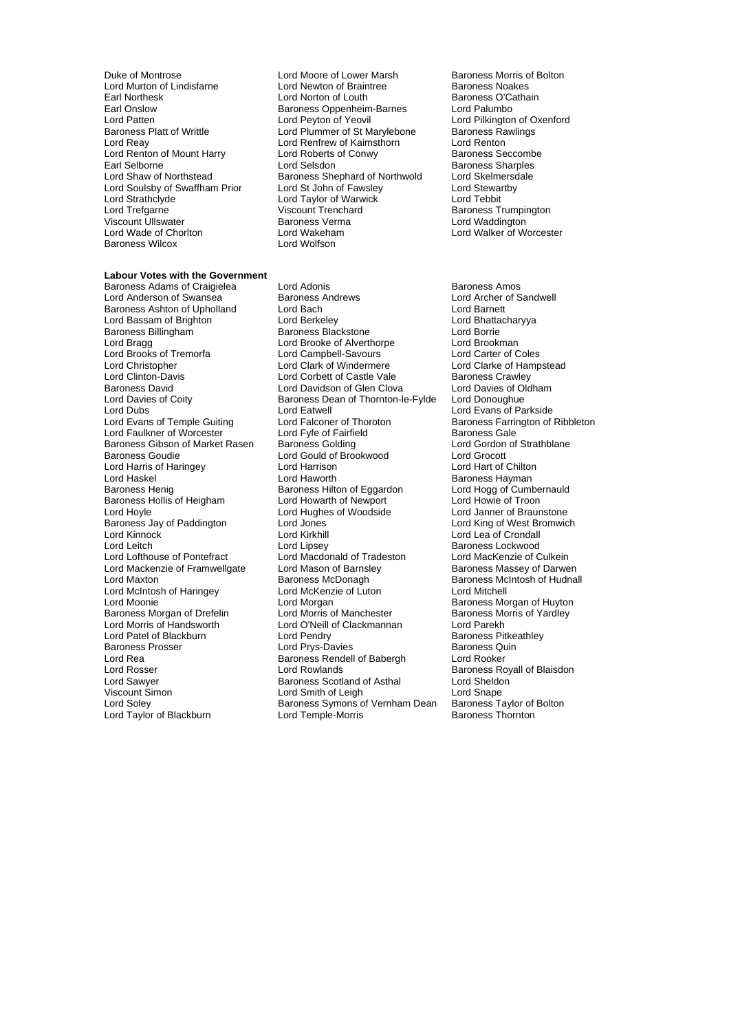Duke of Montrose
Lord Moore of Lower Marsh
Baroness Morris of Bolton
Lord Murton of Lindisfarne
Lord Newton of Braintree
Baroness Noakes
Earl Northesk
Lord Norton of Louth
Baroness O'Cathain
Earl Onslow
Baroness Oppenheim-Barnes
Lord Palumbo
Lord Patten
Lord Peyton of Yeovil
Lord Pilkington of Oxenford
Baroness Platt of Writtle
Lord Plummer of St Marylebone
Baroness Rawlings
Lord Reay
Lord Renfrew of Kaimsthorn
Lord Renton
Lord Renton of Mount Harry
Lord Roberts of Conwy
Baroness Seccombe
Earl Selborne
Lord Selsdon
Baroness Sharples
Lord Shaw of Northstead
Baroness Shephard of Northwold
Lord Skelmersdale
Lord Soulsby of Swaffham Prior
Lord St John of Fawsley
Lord Stewartby
Lord Strathclyde
Lord Taylor of Warwick
Lord Tebbit
Lord Trefgarne
Viscount Trenchard
Baroness Trumpington
Viscount Ullswater
Baroness Verma
Lord Waddington
Lord Wade of Chorlton
Lord Wakeham
Lord Walker of Worcester
Baroness Wilcox
Lord Wolfson

**Labour Votes with the Government**

Baroness Adams of Craigielea
Lord Adonis
Baroness Amos
Lord Anderson of Swansea
Baroness Andrews
Lord Archer of Sandwell
Baroness Ashton of Upholland
Lord Bach
Lord Barnett
Lord Bassam of Brighton
Lord Berkeley
Lord Bhattacharyya
Baroness Billingham
Baroness Blackstone
Lord Borrie
Lord Bragg
Lord Brooke of Alverthorpe
Lord Brookman
Lord Brooks of Tremorfa
Lord Campbell-Savours
Lord Carter of Coles
Lord Christopher
Lord Clark of Windermere
Lord Clarke of Hampstead
Lord Clinton-Davis
Lord Corbett of Castle Vale
Baroness Crawley
Baroness David
Lord Davidson of Glen Clova
Lord Davies of Oldham
Lord Davies of Coity
Baroness Dean of Thornton-le-Fylde
Lord Donoughue
Lord Dubs
Lord Eatwell
Lord Evans of Parkside
Lord Evans of Temple Guiting
Lord Falconer of Thoroton
Baroness Farrington of Ribbleton
Lord Faulkner of Worcester
Lord Fyfe of Fairfield
Baroness Gale
Baroness Gibson of Market Rasen
Baroness Golding
Lord Gordon of Strathblane
Baroness Goudie
Lord Gould of Brookwood
Lord Grocott
Lord Harris of Haringey
Lord Harrison
Lord Hart of Chilton
Lord Haskel
Lord Haworth
Baroness Hayman
Baroness Henig
Baroness Hilton of Eggardon
Lord Hogg of Cumbernauld
Baroness Hollis of Heigham
Lord Howarth of Newport
Lord Howie of Troon
Lord Hoyle
Lord Hughes of Woodside
Lord Janner of Braunstone
Baroness Jay of Paddington
Lord Jones
Lord King of West Bromwich
Lord Kinnock
Lord Kirkhill
Lord Lea of Crondall
Lord Leitch
Lord Lipsey
Baroness Lockwood
Lord Lofthouse of Pontefract
Lord Macdonald of Tradeston
Lord MacKenzie of Culkein
Lord Mackenzie of Framwellgate
Lord Mason of Barnsley
Baroness Massey of Darwen
Lord Maxton
Baroness McDonagh
Baroness McIntosh of Hudnall
Lord McIntosh of Haringey
Lord McKenzie of Luton
Lord Mitchell
Lord Moonie
Lord Morgan
Baroness Morgan of Huyton
Baroness Morgan of Drefelin
Lord Morris of Manchester
Baroness Morris of Yardley
Lord Morris of Handsworth
Lord O'Neill of Clackmannan
Lord Parekh
Lord Patel of Blackburn
Lord Pendry
Baroness Pitkeathley
Baroness Prosser
Lord Prys-Davies
Baroness Quin
Lord Rea
Baroness Rendell of Babergh
Lord Rooker
Lord Rosser
Lord Rowlands
Baroness Royall of Blaisdon
Lord Sawyer
Baroness Scotland of Asthal
Lord Sheldon
Viscount Simon
Lord Smith of Leigh
Lord Snape
Lord Soley
Baroness Symons of Vernham Dean
Baroness Taylor of Bolton
Lord Taylor of Blackburn
Lord Temple-Morris
Baroness Thornton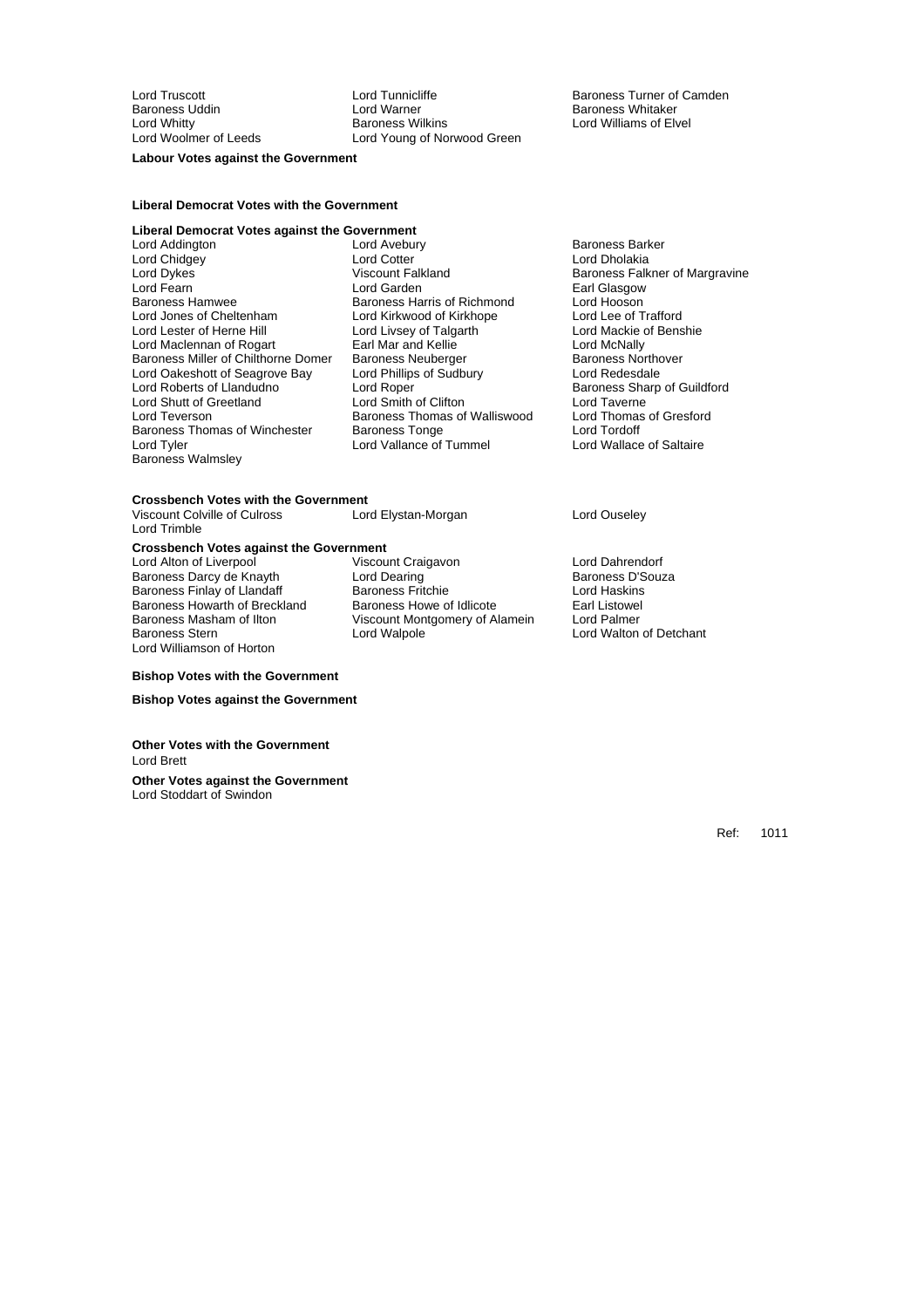Lord Truscott
Lord Tunnicliffe
Baroness Turner of Camden
Baroness Uddin
Lord Warner
Baroness Whitaker
Lord Whitty
Baroness Wilkins
Lord Williams of Elvel
Lord Woolmer of Leeds
Lord Young of Norwood Green

**Labour Votes against the Government**

**Liberal Democrat Votes with the Government**

**Liberal Democrat Votes against the Government**

Lord Addington
Lord Avebury
Baroness Barker
Lord Chidgey
Lord Cotter
Lord Dholakia
Lord Dykes
Viscount Falkland
Baroness Falkner of Margravine
Lord Fearn
Lord Garden
Earl Glasgow
Baroness Hamwee
Baroness Harris of Richmond
Lord Hooson
Lord Jones of Cheltenham
Lord Kirkwood of Kirkhope
Lord Lee of Trafford
Lord Lester of Herne Hill
Lord Livsey of Talgarth
Lord Mackie of Benshie
Lord Maclennan of Rogart
Earl Mar and Kellie
Lord McNally
Baroness Miller of Chilthorne Domer
Baroness Neuberger
Baroness Northover
Lord Oakeshott of Seagrove Bay
Lord Phillips of Sudbury
Lord Redesdale
Lord Roberts of Llandudno
Lord Roper
Baroness Sharp of Guildford
Lord Shutt of Greetland
Lord Smith of Clifton
Lord Taverne
Lord Teverson
Baroness Thomas of Walliswood
Lord Thomas of Gresford
Baroness Thomas of Winchester
Baroness Tonge
Lord Tordoff
Lord Tyler
Lord Vallance of Tummel
Lord Wallace of Saltaire
Baroness Walmsley

**Crossbench Votes with the Government**

Viscount Colville of Culross
Lord Elystan-Morgan
Lord Ouseley
Lord Trimble

**Crossbench Votes against the Government**

Lord Alton of Liverpool
Viscount Craigavon
Lord Dahrendorf
Baroness Darcy de Knayth
Lord Dearing
Baroness D'Souza
Baroness Finlay of Llandaff
Baroness Fritchie
Lord Haskins
Baroness Howarth of Breckland
Baroness Howe of Idlicote
Earl Listowel
Baroness Masham of Ilton
Viscount Montgomery of Alamein
Lord Palmer
Baroness Stern
Lord Walpole
Lord Walton of Detchant
Lord Williamson of Horton

**Bishop Votes with the Government**

**Bishop Votes against the Government**

**Other Votes with the Government**

Lord Brett

**Other Votes against the Government**

Lord Stoddart of Swindon

Ref: 1011